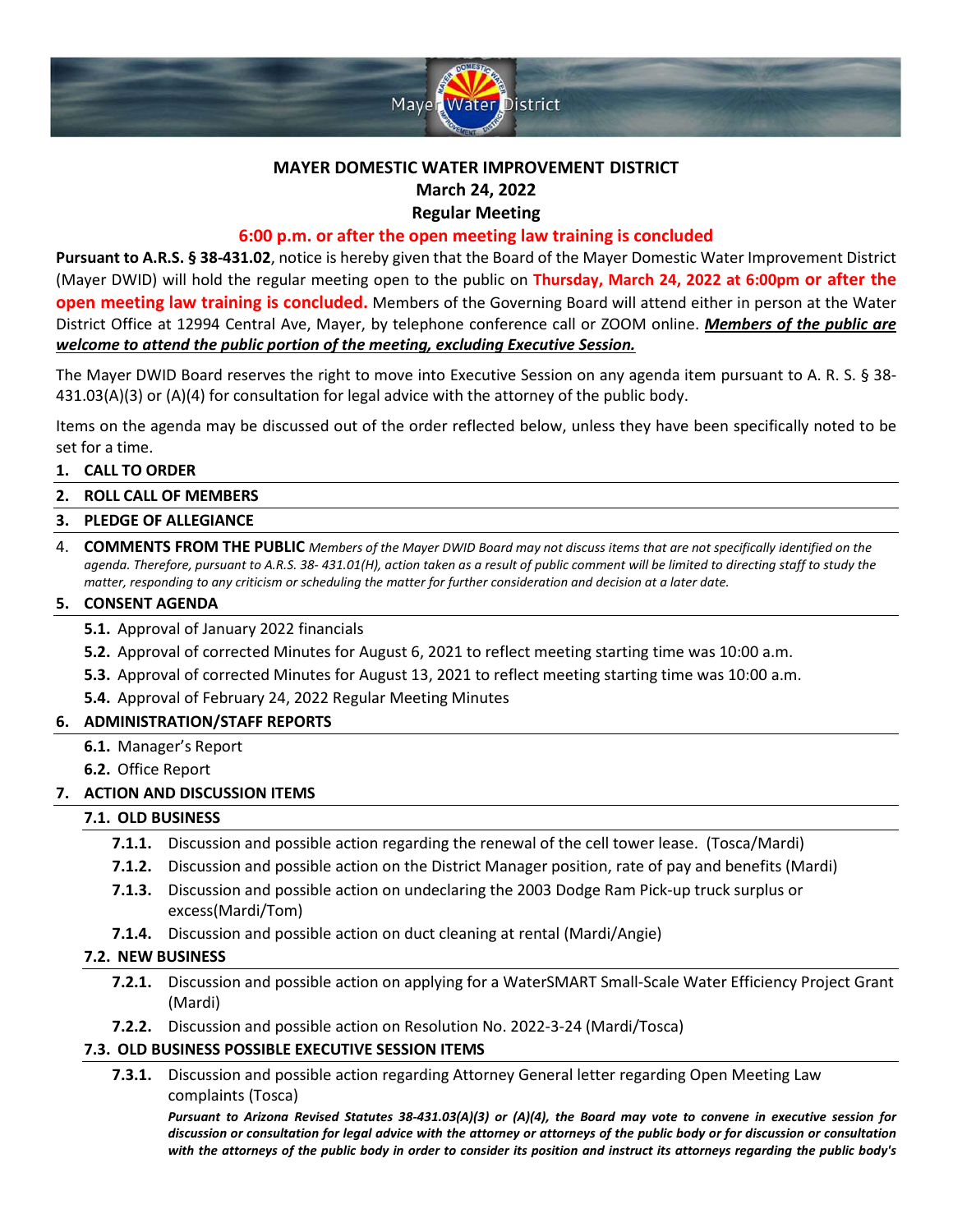Mayer Water District

# MAYER DOMESTIC WATER IMPROVEMENT DISTRICT

**March 24, 2022**

**Regular Meeting**

**6:00 p.m. or after the open meeting law training is concluded**

**Pursuant to A.R.S. § 38-431.02**, notice is hereby given that the Board of the Mayer Domestic Water Improvement District (Mayer DWID) will hold the regular meeting open to the public on **Thursday, March 24, 2022 at 6:00pm or after the open meeting law training is concluded.** Members of the Governing Board will attend either in person at the Water District Office at 12994 Central Ave, Mayer, by telephone conference call or ZOOM online. ***Members of the public are welcome to attend the public portion of the meeting, excluding Executive Session.***

The Mayer DWID Board reserves the right to move into Executive Session on any agenda item pursuant to A. R. S. § 38-431.03(A)(3) or (A)(4) for consultation for legal advice with the attorney of the public body.

Items on the agenda may be discussed out of the order reflected below, unless they have been specifically noted to be set for a time.

1. **CALL TO ORDER**
2. **ROLL CALL OF MEMBERS**
3. **PLEDGE OF ALLEGIANCE**
4. **COMMENTS FROM THE PUBLIC** *Members of the Mayer DWID Board may not discuss items that are not specifically identified on the agenda. Therefore, pursuant to A.R.S. 38- 431.01(H), action taken as a result of public comment will be limited to directing staff to study the matter, responding to any criticism or scheduling the matter for further consideration and decision at a later date.*
5. **CONSENT AGENDA**
   - **5.1.** Approval of January 2022 financials
   - **5.2.** Approval of corrected Minutes for August 6, 2021 to reflect meeting starting time was 10:00 a.m.
   - **5.3.** Approval of corrected Minutes for August 13, 2021 to reflect meeting starting time was 10:00 a.m.
   - **5.4.** Approval of February 24, 2022 Regular Meeting Minutes
6. **ADMINISTRATION/STAFF REPORTS**
   - **6.1.** Manager's Report
   - **6.2.** Office Report
7. **ACTION AND DISCUSSION ITEMS**
   - **7.1. OLD BUSINESS**
     - **7.1.1.** Discussion and possible action regarding the renewal of the cell tower lease. (Tosca/Mardi)
     - **7.1.2.** Discussion and possible action on the District Manager position, rate of pay and benefits (Mardi)
     - **7.1.3.** Discussion and possible action on undeclaring the 2003 Dodge Ram Pick-up truck surplus or excess(Mardi/Tom)
     - **7.1.4.** Discussion and possible action on duct cleaning at rental (Mardi/Angie)
   - **7.2. NEW BUSINESS**
     - **7.2.1.** Discussion and possible action on applying for a WaterSMART Small-Scale Water Efficiency Project Grant (Mardi)
     - **7.2.2.** Discussion and possible action on Resolution No. 2022-3-24 (Mardi/Tosca)
   - **7.3. OLD BUSINESS POSSIBLE EXECUTIVE SESSION ITEMS**
     - **7.3.1.** Discussion and possible action regarding Attorney General letter regarding Open Meeting Law complaints (Tosca)

       ***Pursuant to Arizona Revised Statutes 38-431.03(A)(3) or (A)(4), the Board may vote to convene in executive session for discussion or consultation for legal advice with the attorney or attorneys of the public body or for discussion or consultation with the attorneys of the public body in order to consider its position and instruct its attorneys regarding the public body's***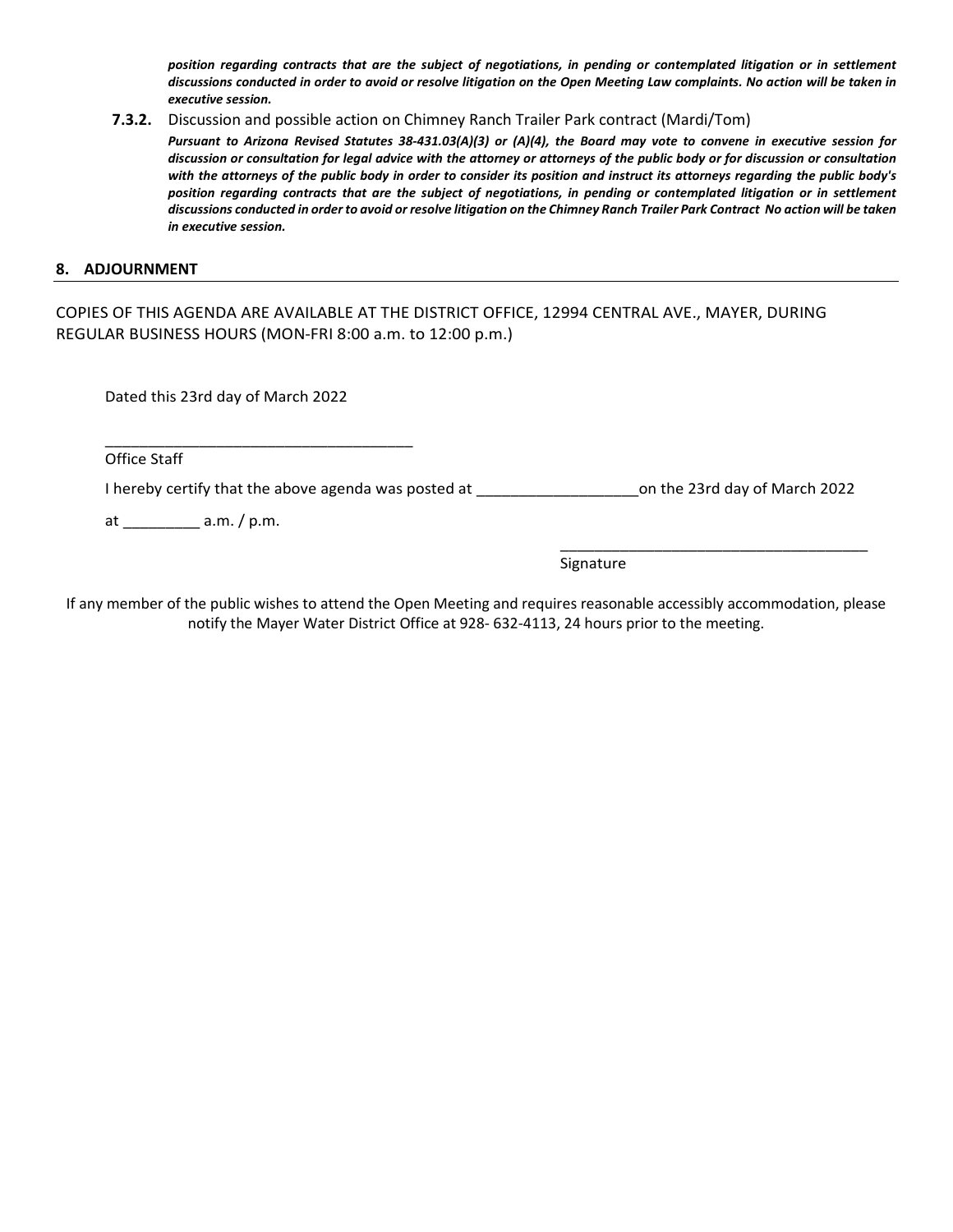***position regarding contracts that are the subject of negotiations, in pending or contemplated litigation or in settlement discussions conducted in order to avoid or resolve litigation on the Open Meeting Law complaints. No action will be taken in executive session.***

**7.3.2.** Discussion and possible action on Chimney Ranch Trailer Park contract (Mardi/Tom)

***Pursuant to Arizona Revised Statutes 38-431.03(A)(3) or (A)(4), the Board may vote to convene in executive session for discussion or consultation for legal advice with the attorney or attorneys of the public body or for discussion or consultation with the attorneys of the public body in order to consider its position and instruct its attorneys regarding the public body's position regarding contracts that are the subject of negotiations, in pending or contemplated litigation or in settlement discussions conducted in order to avoid or resolve litigation on the Chimney Ranch Trailer Park Contract No action will be taken in executive session.***

## 8. ADJOURNMENT

COPIES OF THIS AGENDA ARE AVAILABLE AT THE DISTRICT OFFICE, 12994 CENTRAL AVE., MAYER, DURING REGULAR BUSINESS HOURS (MON-FRI 8:00 a.m. to 12:00 p.m.)

Dated this 23rd day of March 2022

_____________________________________

Office Staff

I hereby certify that the above agenda was posted at ___________________on the 23rd day of March 2022

at _________ a.m. / p.m.

_____________________________________

Signature

If any member of the public wishes to attend the Open Meeting and requires reasonable accessibly accommodation, please notify the Mayer Water District Office at 928- 632-4113, 24 hours prior to the meeting.